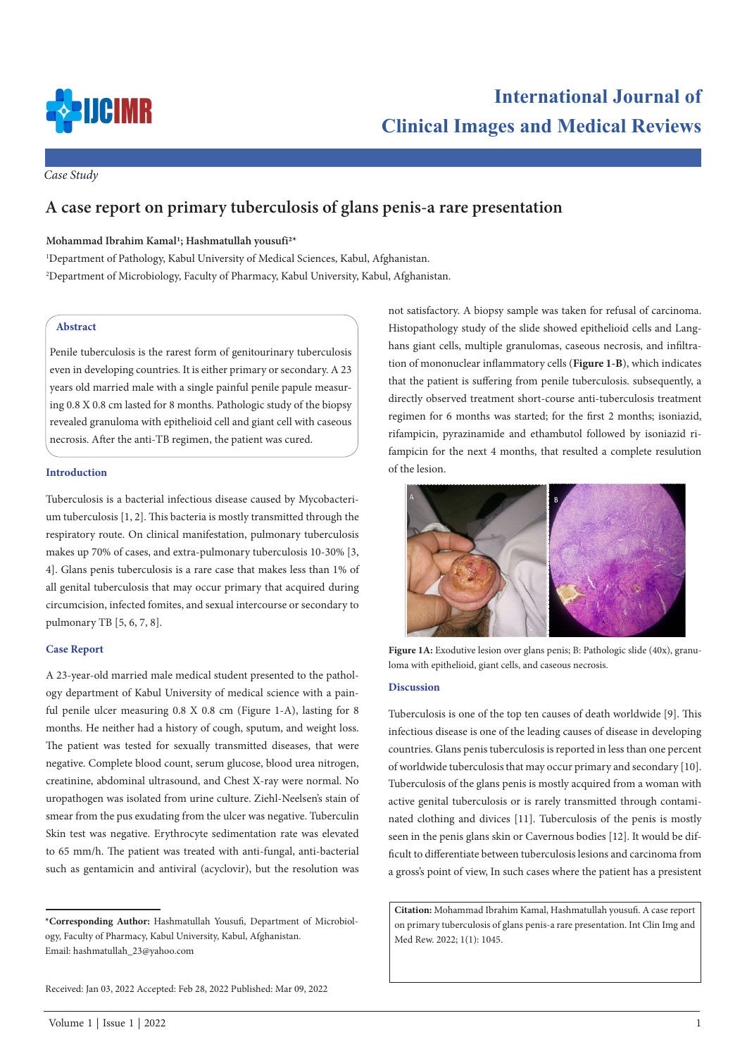*Case Study*

# A case report on primary tuberculosis of glans penis-a rare presentation

**Mohammad Ibrahim Kamal[1]; Hashmatullah yousufi[2]***

[1]Department of Pathology, Kabul University of Medical Sciences, Kabul, Afghanistan.
[2]Department of Microbiology, Faculty of Pharmacy, Kabul University, Kabul, Afghanistan.

## Abstract

Penile tuberculosis is the rarest form of genitourinary tuberculosis even in developing countries. It is either primary or secondary. A 23 years old married male with a single painful penile papule measuring 0.8 X 0.8 cm lasted for 8 months. Pathologic study of the biopsy revealed granuloma with epithelioid cell and giant cell with caseous necrosis. After the anti-TB regimen, the patient was cured.

## Introduction

Tuberculosis is a bacterial infectious disease caused by Mycobacterium tuberculosis [1, 2]. This bacteria is mostly transmitted through the respiratory route. On clinical manifestation, pulmonary tuberculosis makes up 70% of cases, and extra-pulmonary tuberculosis 10-30% [3, 4]. Glans penis tuberculosis is a rare case that makes less than 1% of all genital tuberculosis that may occur primary that acquired during circumcision, infected fomites, and sexual intercourse or secondary to pulmonary TB [5, 6, 7, 8].

## Case Report

A 23-year-old married male medical student presented to the pathology department of Kabul University of medical science with a painful penile ulcer measuring 0.8 X 0.8 cm (Figure 1-A), lasting for 8 months. He neither had a history of cough, sputum, and weight loss. The patient was tested for sexually transmitted diseases, that were negative. Complete blood count, serum glucose, blood urea nitrogen, creatinine, abdominal ultrasound, and Chest X-ray were normal. No uropathogen was isolated from urine culture. Ziehl-Neelsen's stain of smear from the pus exudating from the ulcer was negative. Tuberculin Skin test was negative. Erythrocyte sedimentation rate was elevated to 65 mm/h. The patient was treated with anti-fungal, anti-bacterial such as gentamicin and antiviral (acyclovir), but the resolution was not satisfactory. A biopsy sample was taken for refusal of carcinoma. Histopathology study of the slide showed epithelioid cells and Langhans giant cells, multiple granulomas, caseous necrosis, and infiltration of mononuclear inflammatory cells (**Figure 1-B**), which indicates that the patient is suffering from penile tuberculosis. subsequently, a directly observed treatment short-course anti-tuberculosis treatment regimen for 6 months was started; for the first 2 months; isoniazid, rifampicin, pyrazinamide and ethambutol followed by isoniazid rifampicin for the next 4 months, that resulted a complete resulution of the lesion.

**Figure 1A:** Exodutive lesion over glans penis; B: Pathologic slide (40x), granuloma with epithelioid, giant cells, and caseous necrosis.

## Discussion

Tuberculosis is one of the top ten causes of death worldwide [9]. This infectious disease is one of the leading causes of disease in developing countries. Glans penis tuberculosis is reported in less than one percent of worldwide tuberculosis that may occur primary and secondary [10]. Tuberculosis of the glans penis is mostly acquired from a woman with active genital tuberculosis or is rarely transmitted through contaminated clothing and divices [11]. Tuberculosis of the penis is mostly seen in the penis glans skin or Cavernous bodies [12]. It would be difficult to differentiate between tuberculosis lesions and carcinoma from a gross's point of view, In such cases where the patient has a presistent

***Corresponding Author:** Hashmatullah Yousufi, Department of Microbiology, Faculty of Pharmacy, Kabul University, Kabul, Afghanistan.
Email: hashmatullah_23@yahoo.com

Received: Jan 03, 2022 Accepted: Feb 28, 2022 Published: Mar 09, 2022

**Citation:** Mohammad Ibrahim Kamal, Hashmatullah yousufi. A case report on primary tuberculosis of glans penis-a rare presentation. Int Clin Img and Med Rew. 2022; 1(1): 1045.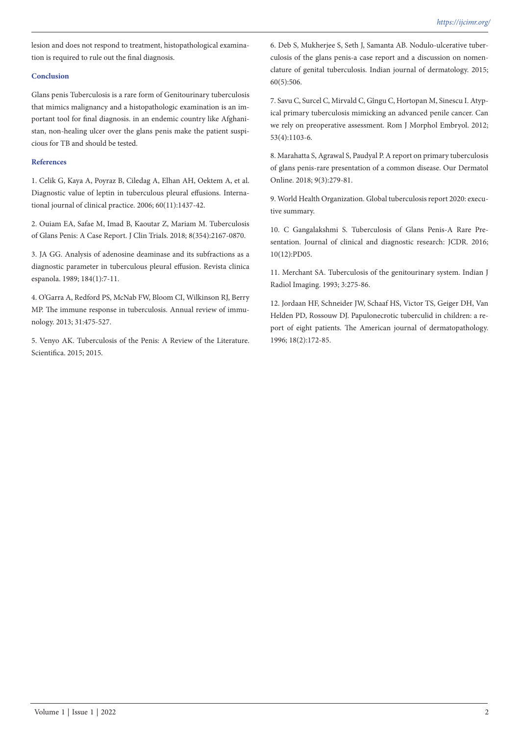lesion and does not respond to treatment, histopathological examination is required to rule out the final diagnosis.

## Conclusion

Glans penis Tuberculosis is a rare form of Genitourinary tuberculosis that mimics malignancy and a histopathologic examination is an important tool for final diagnosis. in an endemic country like Afghanistan, non-healing ulcer over the glans penis make the patient suspicious for TB and should be tested.

## References

1. Celik G, Kaya A, Poyraz B, Ciledag A, Elhan AH, Oektem A, et al. Diagnostic value of leptin in tuberculous pleural effusions. International journal of clinical practice. 2006; 60(11):1437-42.

2. Ouiam EA, Safae M, Imad B, Kaoutar Z, Mariam M. Tuberculosis of Glans Penis: A Case Report. J Clin Trials. 2018; 8(354):2167-0870.

3. JA GG. Analysis of adenosine deaminase and its subfractions as a diagnostic parameter in tuberculous pleural effusion. Revista clinica espanola. 1989; 184(1):7-11.

4. O'Garra A, Redford PS, McNab FW, Bloom CI, Wilkinson RJ, Berry MP. The immune response in tuberculosis. Annual review of immunology. 2013; 31:475-527.

5. Venyo AK. Tuberculosis of the Penis: A Review of the Literature. Scientifica. 2015; 2015.

6. Deb S, Mukherjee S, Seth J, Samanta AB. Nodulo-ulcerative tuberculosis of the glans penis-a case report and a discussion on nomenclature of genital tuberculosis. Indian journal of dermatology. 2015; 60(5):506.

7. Savu C, Surcel C, Mirvald C, Gîngu C, Hortopan M, Sinescu I. Atypical primary tuberculosis mimicking an advanced penile cancer. Can we rely on preoperative assessment. Rom J Morphol Embryol. 2012; 53(4):1103-6.

8. Marahatta S, Agrawal S, Paudyal P. A report on primary tuberculosis of glans penis-rare presentation of a common disease. Our Dermatol Online. 2018; 9(3):279-81.

9. World Health Organization. Global tuberculosis report 2020: executive summary.

10. C Gangalakshmi S. Tuberculosis of Glans Penis-A Rare Presentation. Journal of clinical and diagnostic research: JCDR. 2016; 10(12):PD05.

11. Merchant SA. Tuberculosis of the genitourinary system. Indian J Radiol Imaging. 1993; 3:275-86.

12. Jordaan HF, Schneider JW, Schaaf HS, Victor TS, Geiger DH, Van Helden PD, Rossouw DJ. Papulonecrotic tuberculid in children: a report of eight patients. The American journal of dermatopathology. 1996; 18(2):172-85.